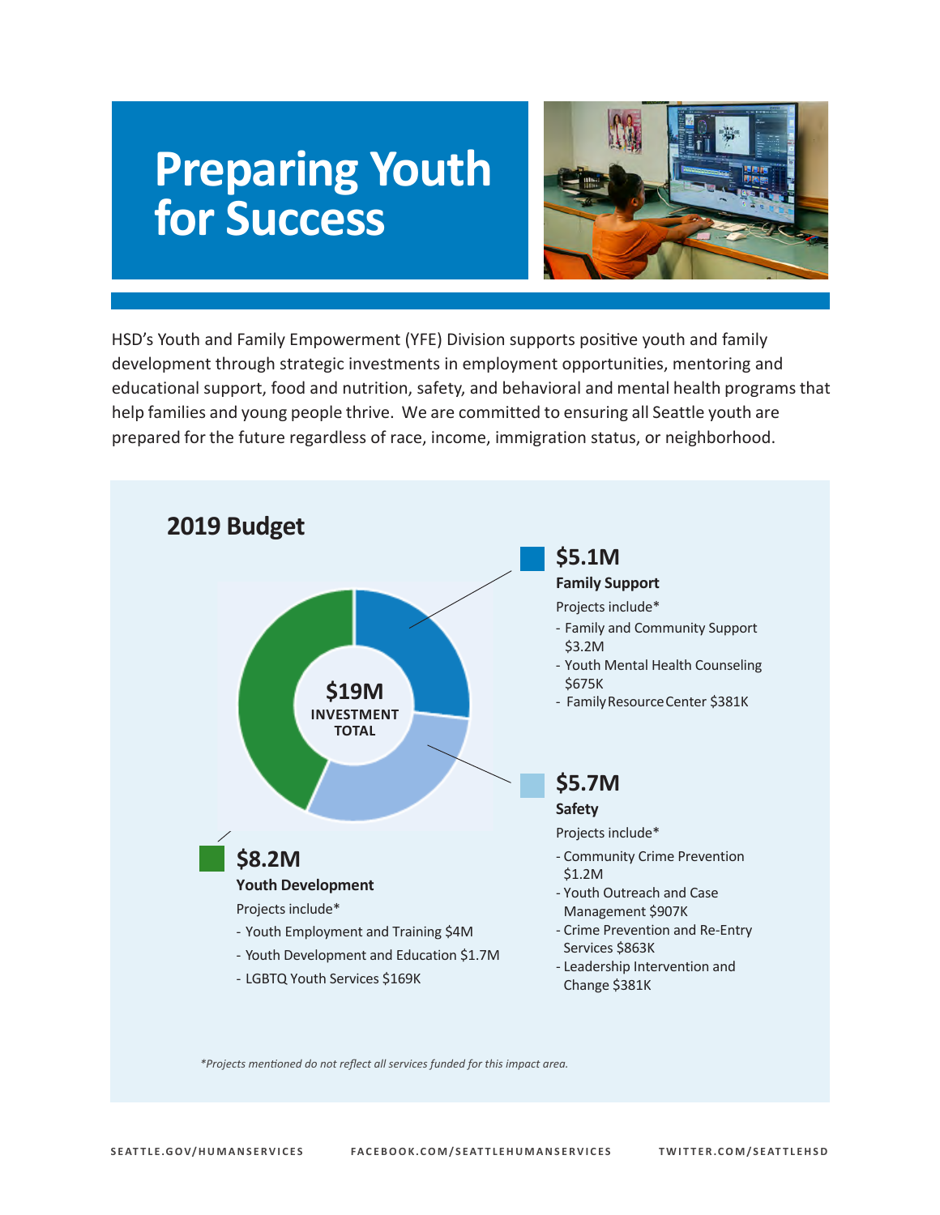# Preparing Youth for Success

HSD's Youth and Family Empowerment (YFE) Division supports positive youth and family development through strategic investments in employment opportunities, mentoring and educational support, food and nutrition, safety, and behavioral and mental health programs that help families and young people thrive. We are committed to ensuring all Seattle youth are prepared for the future regardless of race, income, immigration status, or neighborhood.

## 2019 Budget

**$19M**
**INVESTMENT TOTAL**

### $5.1M
**Family Support**

Projects include*

- Family and Community Support $3.2M
- Youth Mental Health Counseling $675K
- Family Resource Center $381K

### $5.7M
**Safety**

Projects include*

- Community Crime Prevention $1.2M
- Youth Outreach and Case Management $907K
- Crime Prevention and Re-Entry Services $863K
- Leadership Intervention and Change $381K

### $8.2M
**Youth Development**

Projects include*

- Youth Employment and Training $4M
- Youth Development and Education $1.7M
- LGBTQ Youth Services $169K

*\*Projects mentioned do not reflect all services funded for this impact area.*

SEATTLE.GOV/HUMANSERVICES FACEBOOK.COM/SEATTLEHUMANSERVICES TWITTER.COM/SEATTLEHSD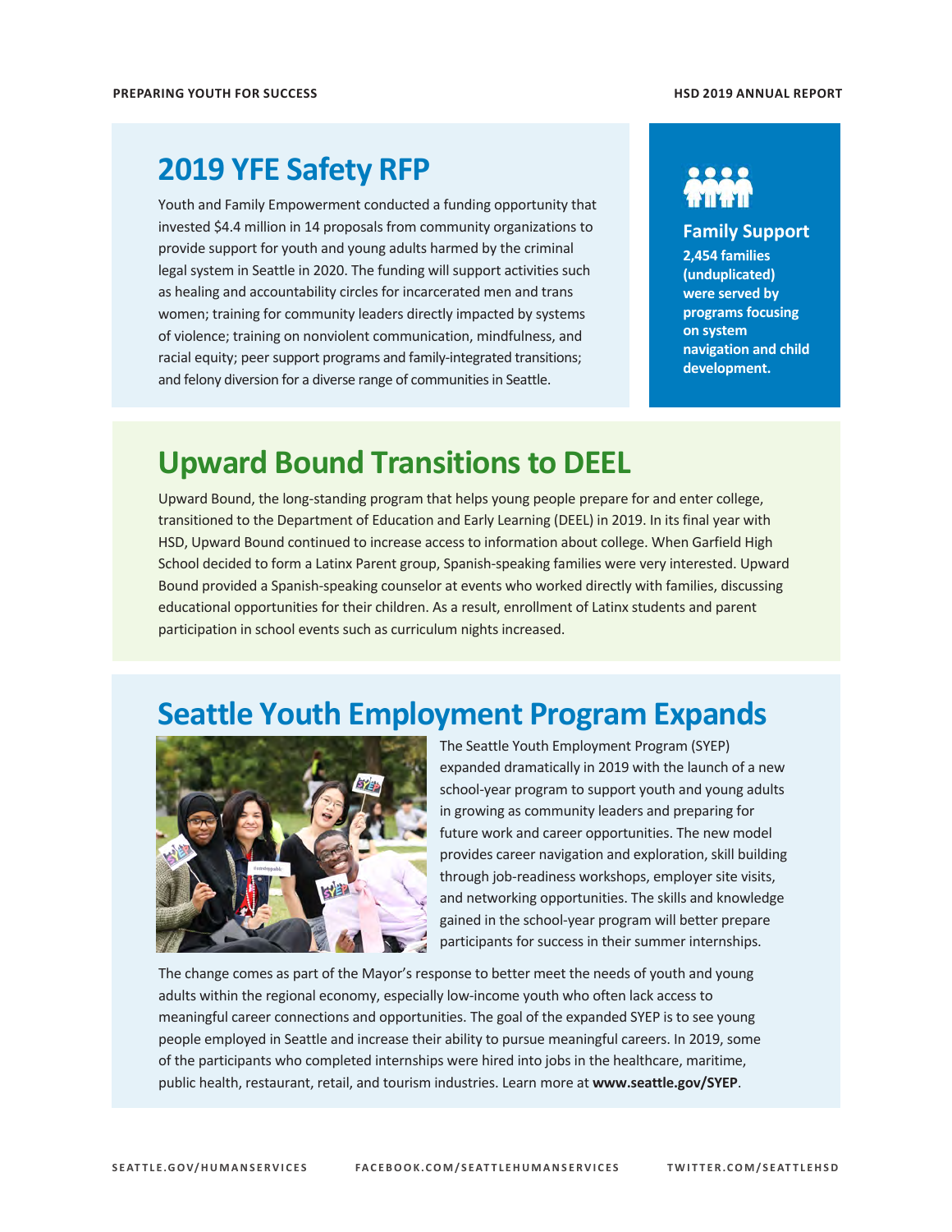## 2019 YFE Safety RFP

Youth and Family Empowerment conducted a funding opportunity that invested $4.4 million in 14 proposals from community organizations to provide support for youth and young adults harmed by the criminal legal system in Seattle in 2020. The funding will support activities such as healing and accountability circles for incarcerated men and trans women; training for community leaders directly impacted by systems of violence; training on nonviolent communication, mindfulness, and racial equity; peer support programs and family-integrated transitions; and felony diversion for a diverse range of communities in Seattle.

### Family Support

**2,454 families (unduplicated) were served by programs focusing on system navigation and child development.**

## Upward Bound Transitions to DEEL

Upward Bound, the long-standing program that helps young people prepare for and enter college, transitioned to the Department of Education and Early Learning (DEEL) in 2019. In its final year with HSD, Upward Bound continued to increase access to information about college. When Garfield High School decided to form a Latinx Parent group, Spanish-speaking families were very interested. Upward Bound provided a Spanish-speaking counselor at events who worked directly with families, discussing educational opportunities for their children. As a result, enrollment of Latinx students and parent participation in school events such as curriculum nights increased.

## Seattle Youth Employment Program Expands

The Seattle Youth Employment Program (SYEP) expanded dramatically in 2019 with the launch of a new school-year program to support youth and young adults in growing as community leaders and preparing for future work and career opportunities. The new model provides career navigation and exploration, skill building through job-readiness workshops, employer site visits, and networking opportunities. The skills and knowledge gained in the school-year program will better prepare participants for success in their summer internships.

The change comes as part of the Mayor's response to better meet the needs of youth and young adults within the regional economy, especially low-income youth who often lack access to meaningful career connections and opportunities. The goal of the expanded SYEP is to see young people employed in Seattle and increase their ability to pursue meaningful careers. In 2019, some of the participants who completed internships were hired into jobs in the healthcare, maritime, public health, restaurant, retail, and tourism industries. Learn more at **www.seattle.gov/SYEP**.